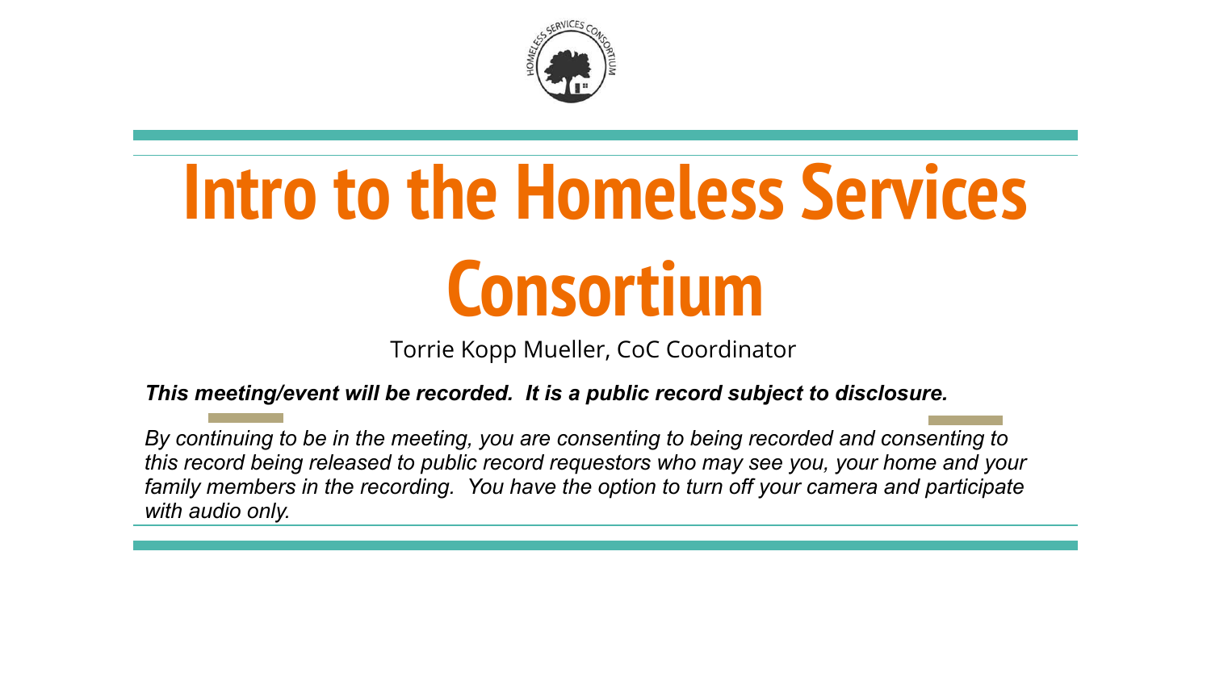# Intro to the Homeless Services Consortium

Torrie Kopp Mueller, CoC Coordinator

***This meeting/event will be recorded. It is a public record subject to disclosure.***

*By continuing to be in the meeting, you are consenting to being recorded and consenting to this record being released to public record requestors who may see you, your home and your family members in the recording. You have the option to turn off your camera and participate with audio only.*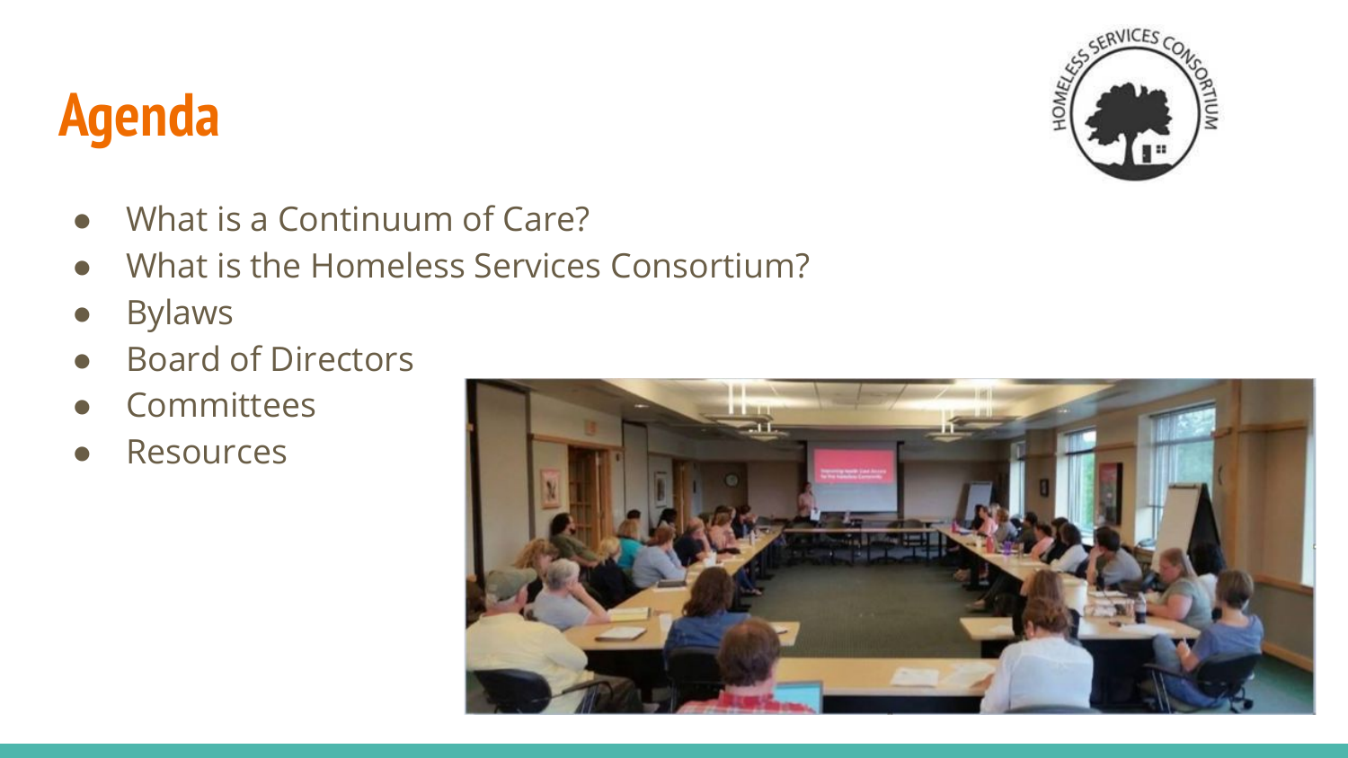# Agenda

- What is a Continuum of Care?
- What is the Homeless Services Consortium?
- Bylaws
- Board of Directors
- Committees
- Resources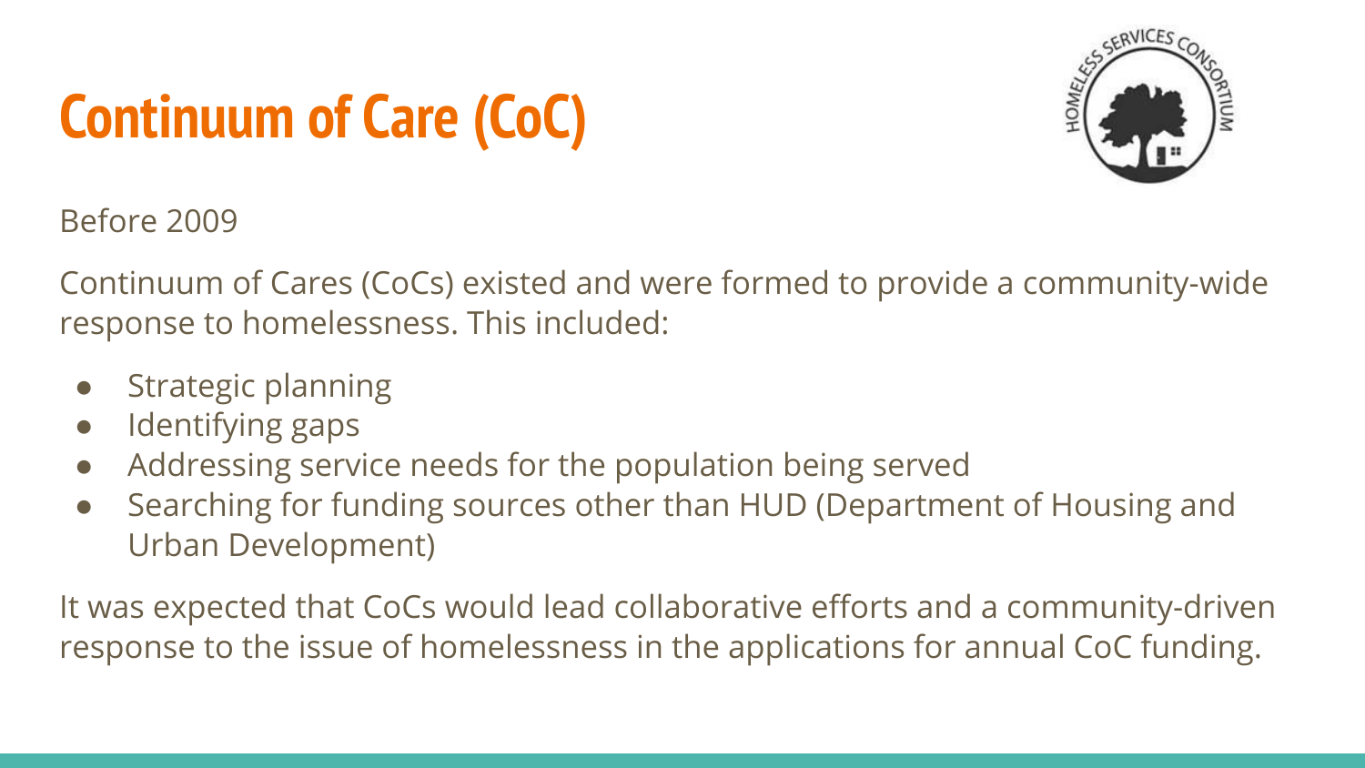# Continuum of Care (CoC)

Before 2009

Continuum of Cares (CoCs) existed and were formed to provide a community-wide response to homelessness. This included:

- Strategic planning
- Identifying gaps
- Addressing service needs for the population being served
- Searching for funding sources other than HUD (Department of Housing and Urban Development)

It was expected that CoCs would lead collaborative efforts and a community-driven response to the issue of homelessness in the applications for annual CoC funding.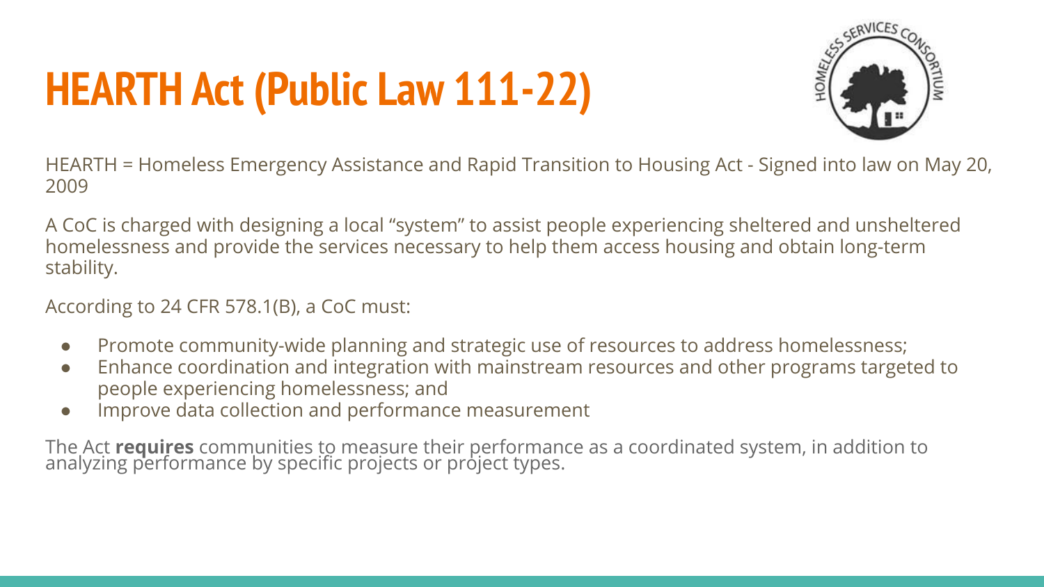# HEARTH Act (Public Law 111-22)

HEARTH = Homeless Emergency Assistance and Rapid Transition to Housing Act - Signed into law on May 20, 2009

A CoC is charged with designing a local "system" to assist people experiencing sheltered and unsheltered homelessness and provide the services necessary to help them access housing and obtain long-term stability.

According to 24 CFR 578.1(B), a CoC must:

- Promote community-wide planning and strategic use of resources to address homelessness;
- Enhance coordination and integration with mainstream resources and other programs targeted to people experiencing homelessness; and
- Improve data collection and performance measurement

The Act **requires** communities to measure their performance as a coordinated system, in addition to analyzing performance by specific projects or project types.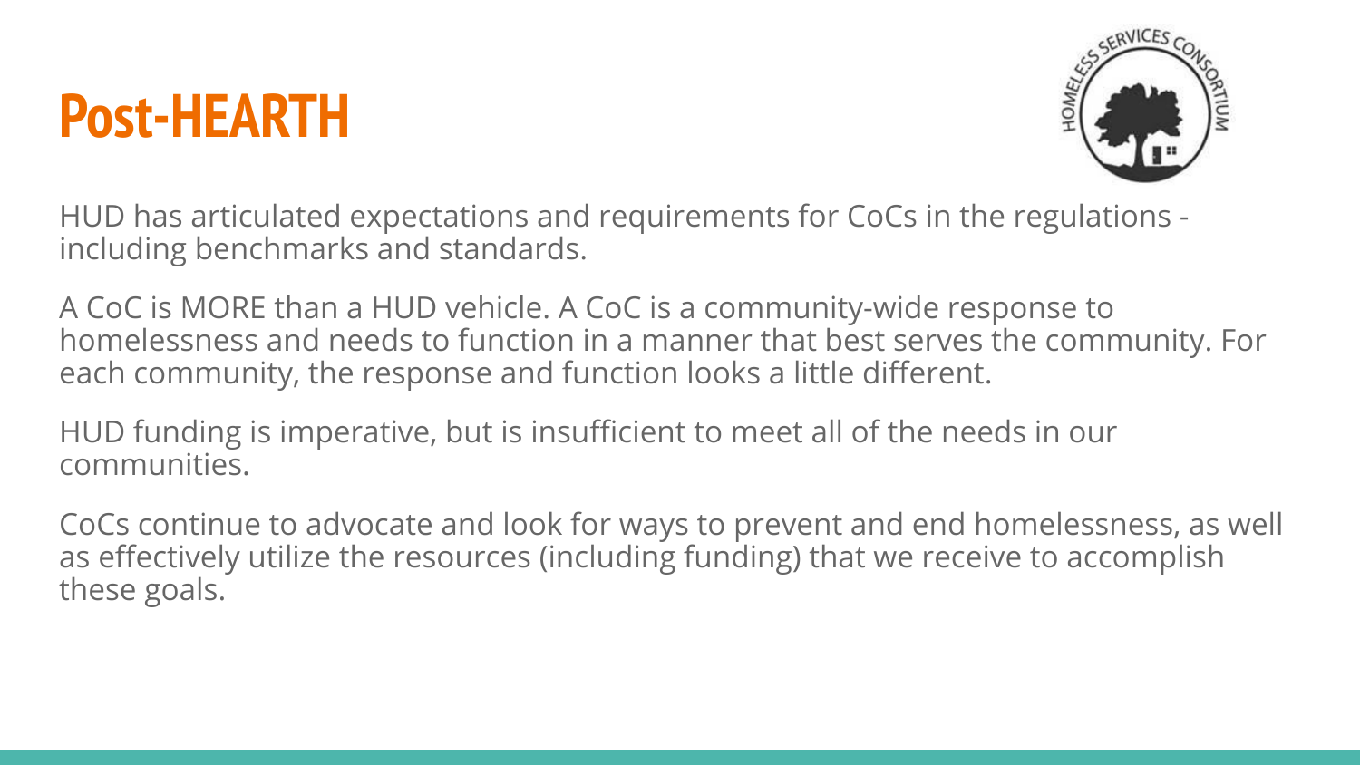# Post-HEARTH

HUD has articulated expectations and requirements for CoCs in the regulations - including benchmarks and standards.

A CoC is MORE than a HUD vehicle. A CoC is a community-wide response to homelessness and needs to function in a manner that best serves the community. For each community, the response and function looks a little different.

HUD funding is imperative, but is insufficient to meet all of the needs in our communities.

CoCs continue to advocate and look for ways to prevent and end homelessness, as well as effectively utilize the resources (including funding) that we receive to accomplish these goals.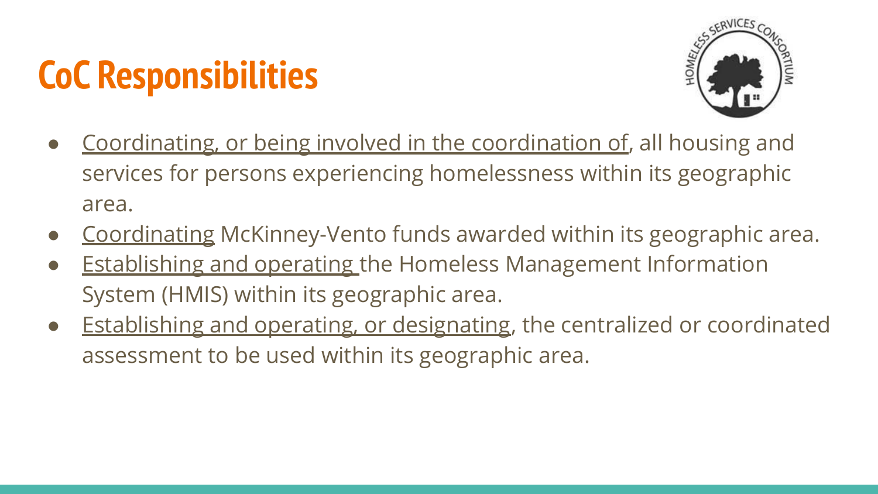# CoC Responsibilities

- Coordinating, or being involved in the coordination of, all housing and services for persons experiencing homelessness within its geographic area.
- Coordinating McKinney-Vento funds awarded within its geographic area.
- Establishing and operating the Homeless Management Information System (HMIS) within its geographic area.
- Establishing and operating, or designating, the centralized or coordinated assessment to be used within its geographic area.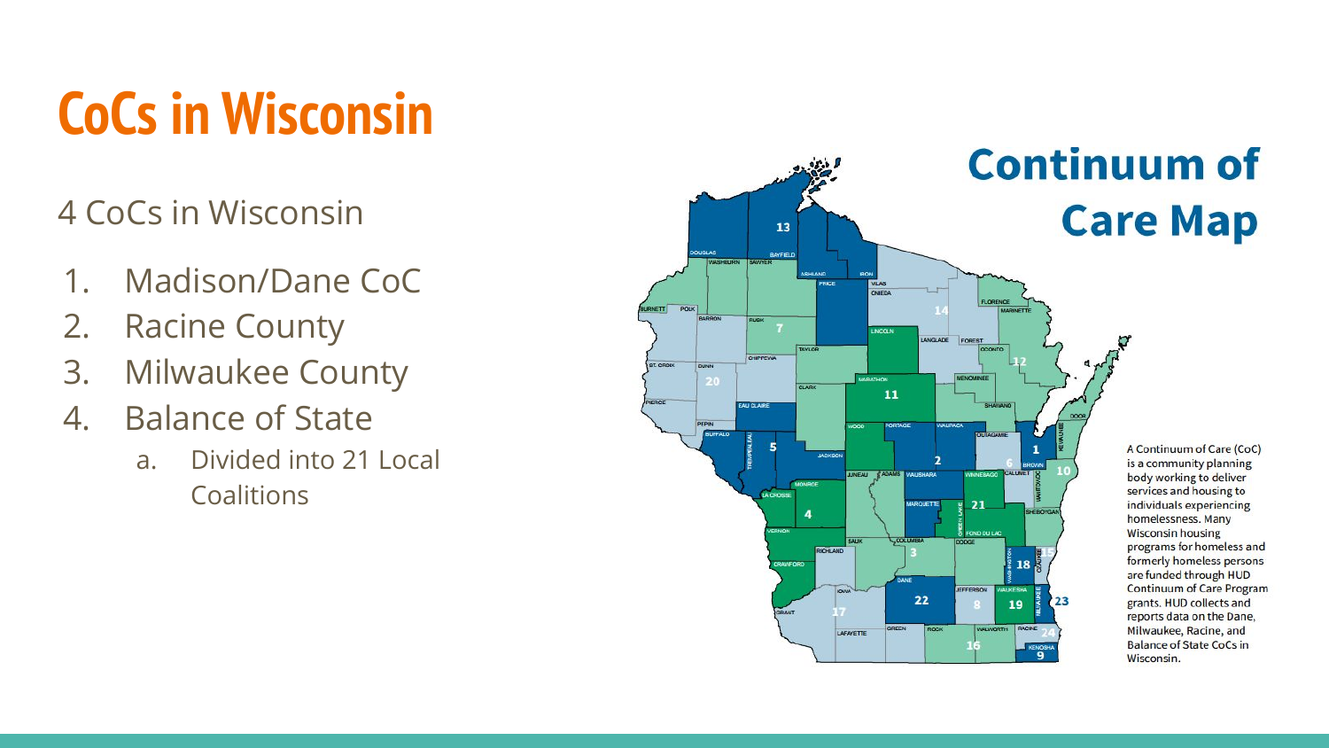# CoCs in Wisconsin

4 CoCs in Wisconsin

1. Madison/Dane CoC
2. Racine County
3. Milwaukee County
4. Balance of State
   a. Divided into 21 Local Coalitions

## Continuum of Care Map

A Continuum of Care (CoC) is a community planning body working to deliver services and housing to individuals experiencing homelessness. Many Wisconsin housing programs for homeless and formerly homeless persons are funded through HUD Continuum of Care Program grants. HUD collects and reports data on the Dane, Milwaukee, Racine, and Balance of State CoCs in Wisconsin.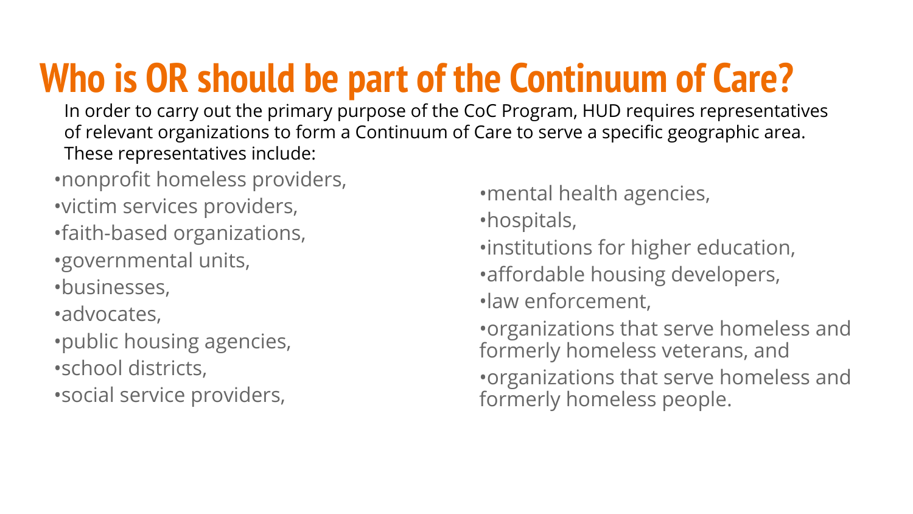# Who is OR should be part of the Continuum of Care?

In order to carry out the primary purpose of the CoC Program, HUD requires representatives of relevant organizations to form a Continuum of Care to serve a specific geographic area. These representatives include:

- nonprofit homeless providers,
- victim services providers,
- faith-based organizations,
- governmental units,
- businesses,
- advocates,
- public housing agencies,
- school districts,
- social service providers,
- mental health agencies,
- hospitals,
- institutions for higher education,
- affordable housing developers,
- law enforcement,
- organizations that serve homeless and formerly homeless veterans, and
- organizations that serve homeless and formerly homeless people.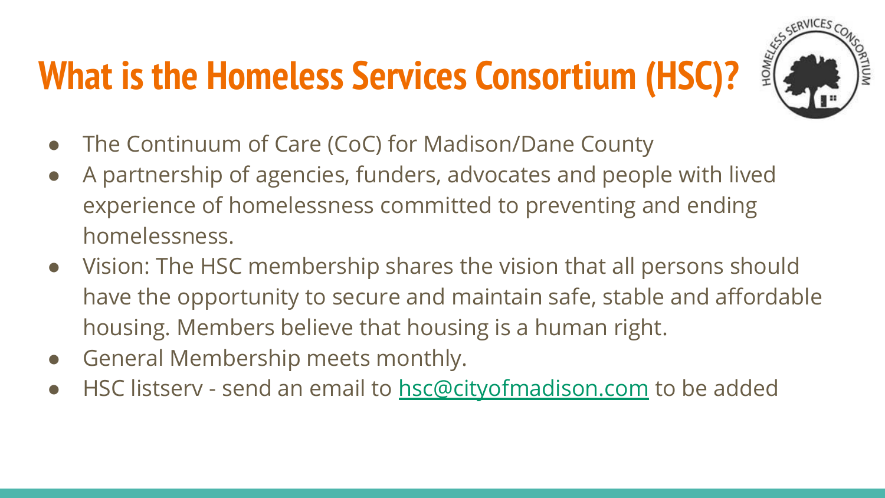# What is the Homeless Services Consortium (HSC)?

- The Continuum of Care (CoC) for Madison/Dane County
- A partnership of agencies, funders, advocates and people with lived experience of homelessness committed to preventing and ending homelessness.
- Vision: The HSC membership shares the vision that all persons should have the opportunity to secure and maintain safe, stable and affordable housing. Members believe that housing is a human right.
- General Membership meets monthly.
- HSC listserv - send an email to [hsc@cityofmadison.com](mailto:hsc@cityofmadison.com) to be added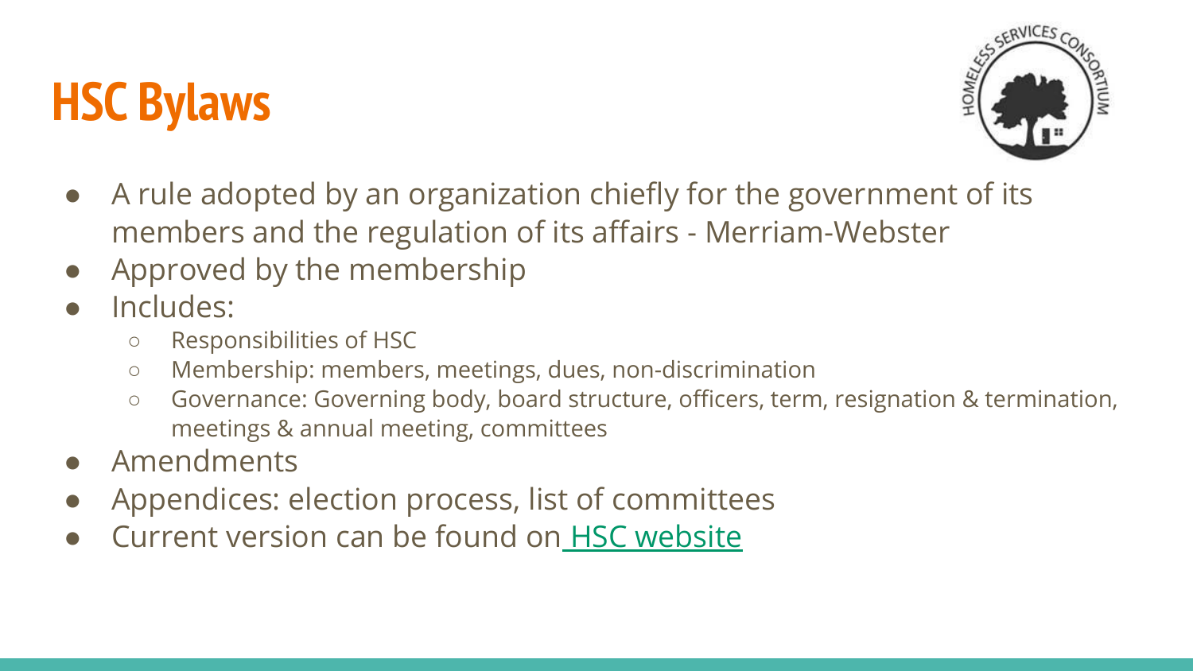# HSC Bylaws

- A rule adopted by an organization chiefly for the government of its members and the regulation of its affairs - Merriam-Webster
- Approved by the membership
- Includes:
  - Responsibilities of HSC
  - Membership: members, meetings, dues, non-discrimination
  - Governance: Governing body, board structure, officers, term, resignation & termination, meetings & annual meeting, committees
- Amendments
- Appendices: election process, list of committees
- Current version can be found on HSC website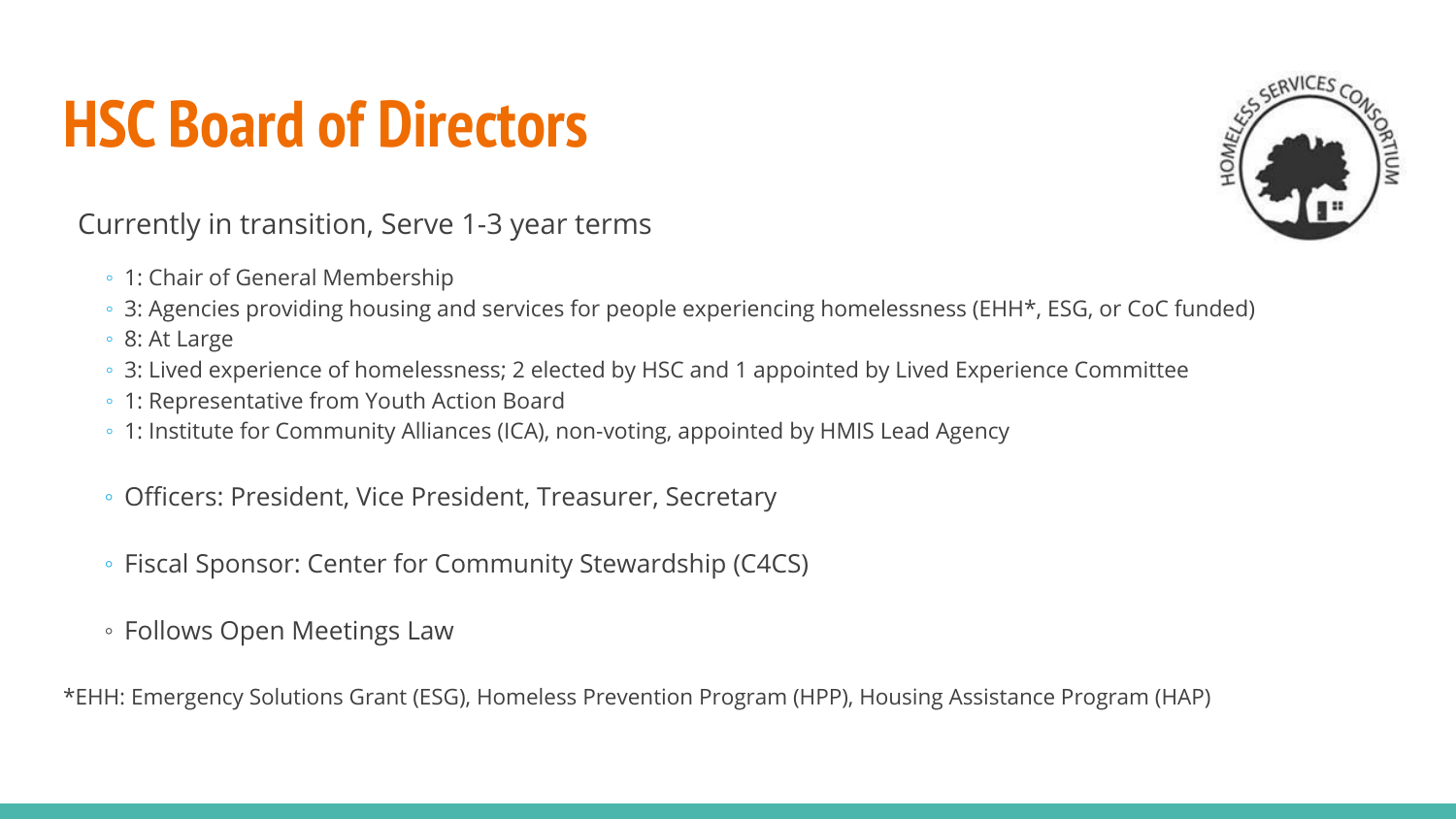# HSC Board of Directors

Currently in transition, Serve 1-3 year terms

- 1: Chair of General Membership
- 3: Agencies providing housing and services for people experiencing homelessness (EHH*, ESG, or CoC funded)
- 8: At Large
- 3: Lived experience of homelessness; 2 elected by HSC and 1 appointed by Lived Experience Committee
- 1: Representative from Youth Action Board
- 1: Institute for Community Alliances (ICA), non-voting, appointed by HMIS Lead Agency

- Officers: President, Vice President, Treasurer, Secretary

- Fiscal Sponsor: Center for Community Stewardship (C4CS)

- Follows Open Meetings Law

*EHH: Emergency Solutions Grant (ESG), Homeless Prevention Program (HPP), Housing Assistance Program (HAP)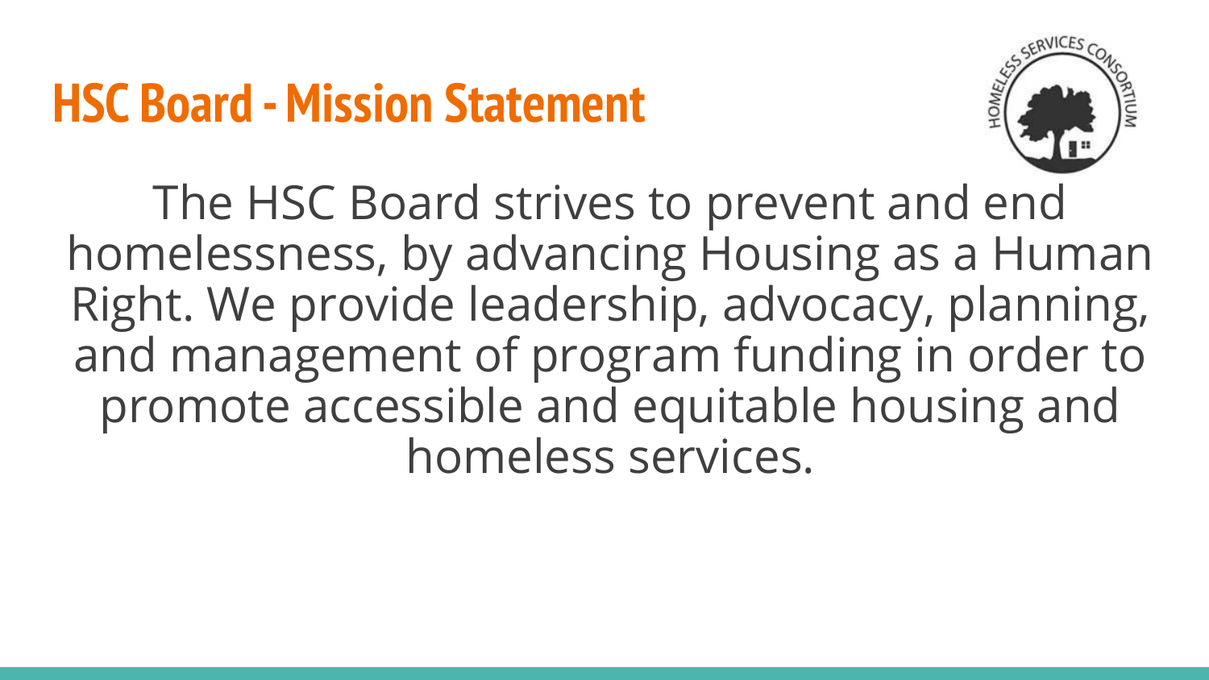# HSC Board - Mission Statement

The HSC Board strives to prevent and end homelessness, by advancing Housing as a Human Right. We provide leadership, advocacy, planning, and management of program funding in order to promote accessible and equitable housing and homeless services.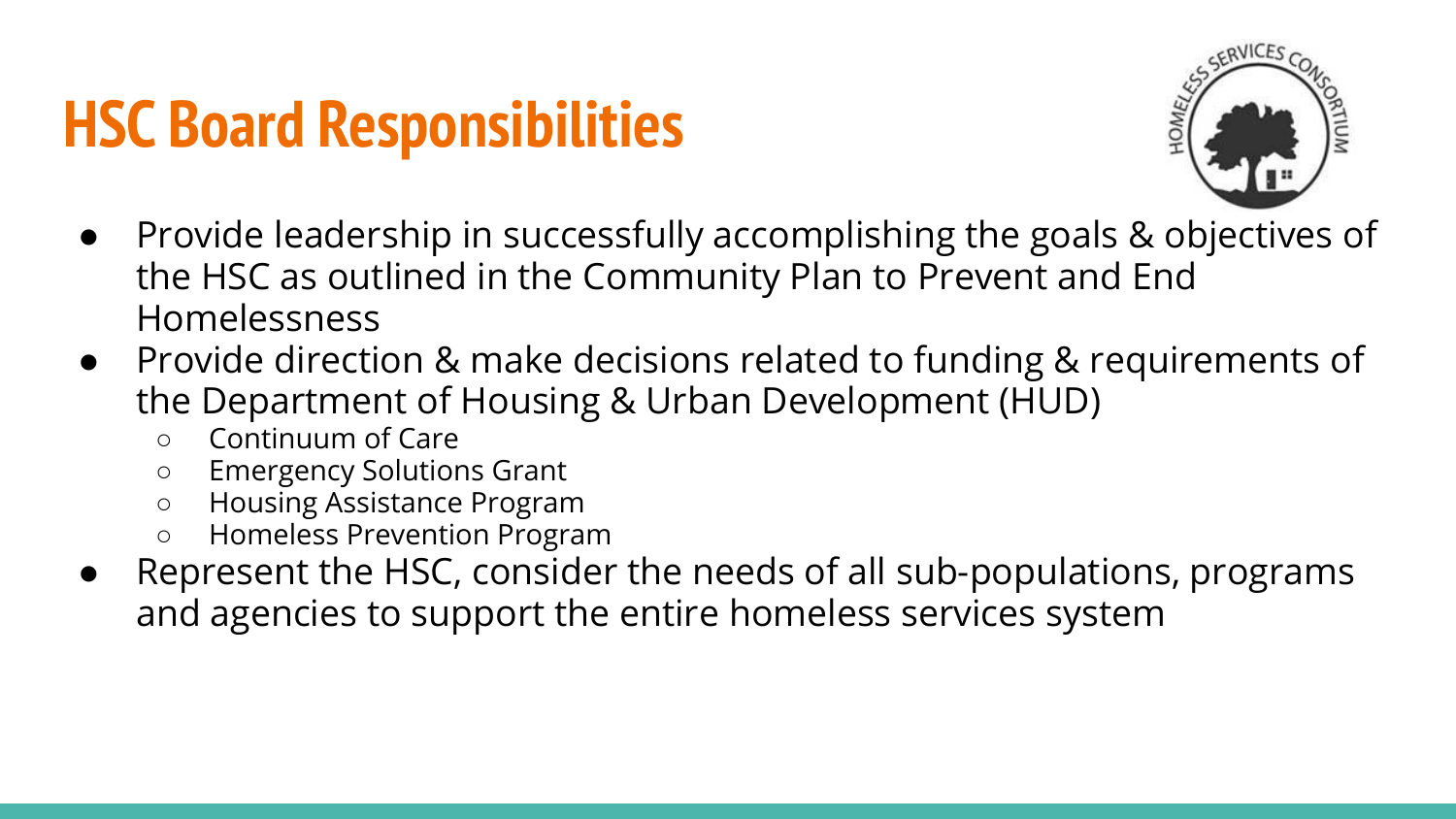# HSC Board Responsibilities

- Provide leadership in successfully accomplishing the goals & objectives of the HSC as outlined in the Community Plan to Prevent and End Homelessness
- Provide direction & make decisions related to funding & requirements of the Department of Housing & Urban Development (HUD)
  - Continuum of Care
  - Emergency Solutions Grant
  - Housing Assistance Program
  - Homeless Prevention Program
- Represent the HSC, consider the needs of all sub-populations, programs and agencies to support the entire homeless services system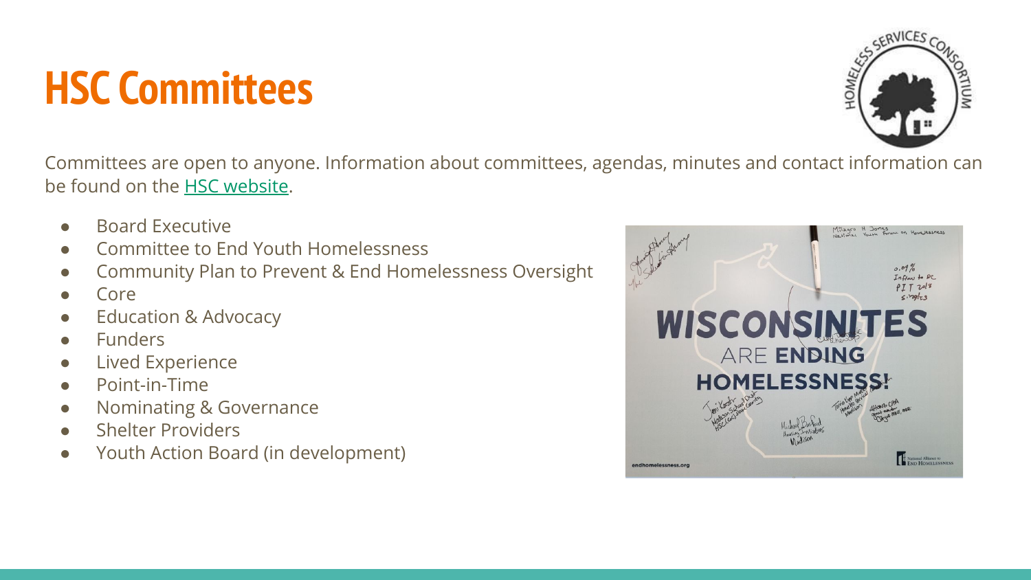# HSC Committees

Committees are open to anyone. Information about committees, agendas, minutes and contact information can be found on the [HSC website](#).

- Board Executive
- Committee to End Youth Homelessness
- Community Plan to Prevent & End Homelessness Oversight
- Core
- Education & Advocacy
- Funders
- Lived Experience
- Point-in-Time
- Nominating & Governance
- Shelter Providers
- Youth Action Board (in development)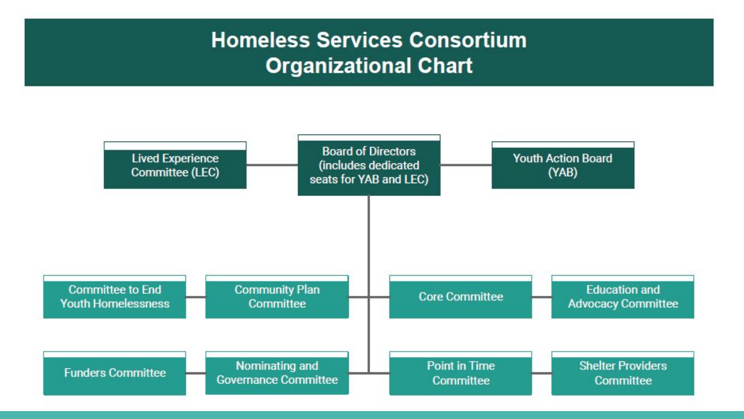# Homeless Services Consortium Organizational Chart

- Lived Experience Committee (LEC)
- Board of Directors (includes dedicated seats for YAB and LEC)
- Youth Action Board (YAB)

- Committee to End Youth Homelessness
- Community Plan Committee
- Core Committee
- Education and Advocacy Committee
- Funders Committee
- Nominating and Governance Committee
- Point in Time Committee
- Shelter Providers Committee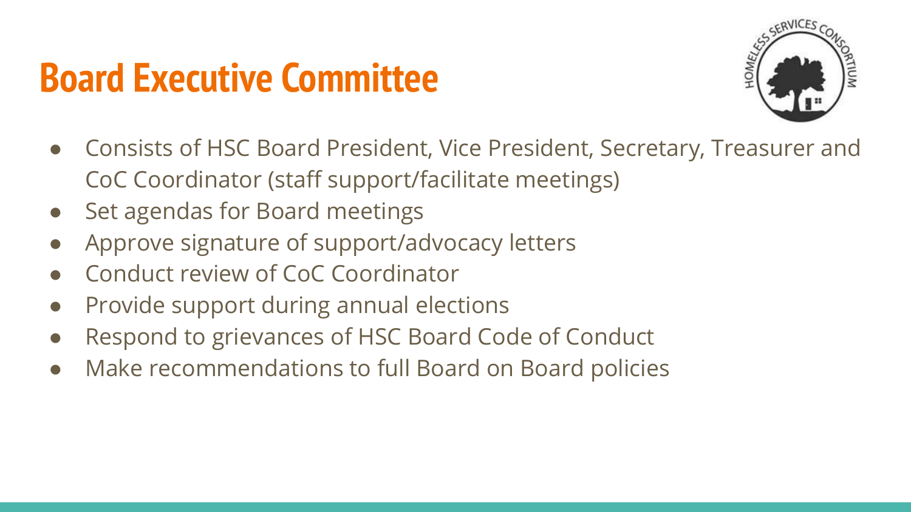# Board Executive Committee

- Consists of HSC Board President, Vice President, Secretary, Treasurer and CoC Coordinator (staff support/facilitate meetings)
- Set agendas for Board meetings
- Approve signature of support/advocacy letters
- Conduct review of CoC Coordinator
- Provide support during annual elections
- Respond to grievances of HSC Board Code of Conduct
- Make recommendations to full Board on Board policies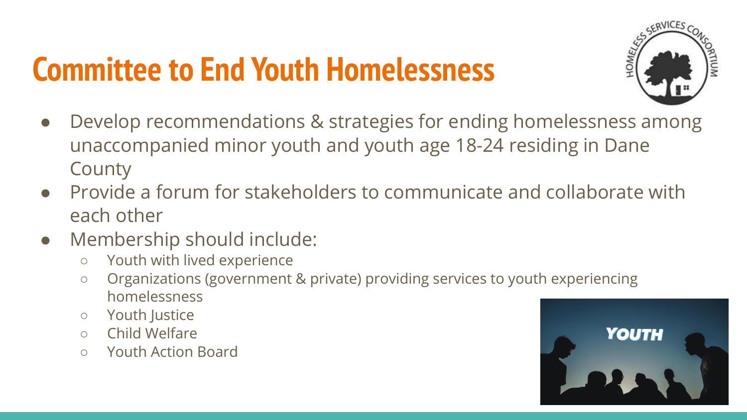# Committee to End Youth Homelessness

- Develop recommendations & strategies for ending homelessness among unaccompanied minor youth and youth age 18-24 residing in Dane County
- Provide a forum for stakeholders to communicate and collaborate with each other
- Membership should include:
  - Youth with lived experience
  - Organizations (government & private) providing services to youth experiencing homelessness
  - Youth Justice
  - Child Welfare
  - Youth Action Board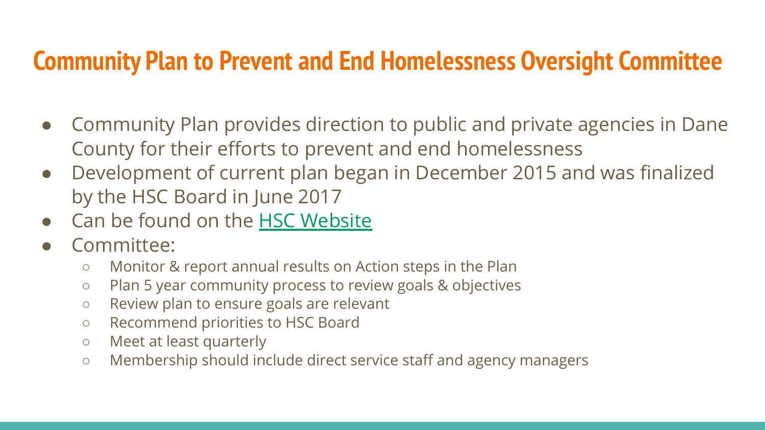# Community Plan to Prevent and End Homelessness Oversight Committee

- Community Plan provides direction to public and private agencies in Dane County for their efforts to prevent and end homelessness
- Development of current plan began in December 2015 and was finalized by the HSC Board in June 2017
- Can be found on the HSC Website
- Committee:
  - Monitor & report annual results on Action steps in the Plan
  - Plan 5 year community process to review goals & objectives
  - Review plan to ensure goals are relevant
  - Recommend priorities to HSC Board
  - Meet at least quarterly
  - Membership should include direct service staff and agency managers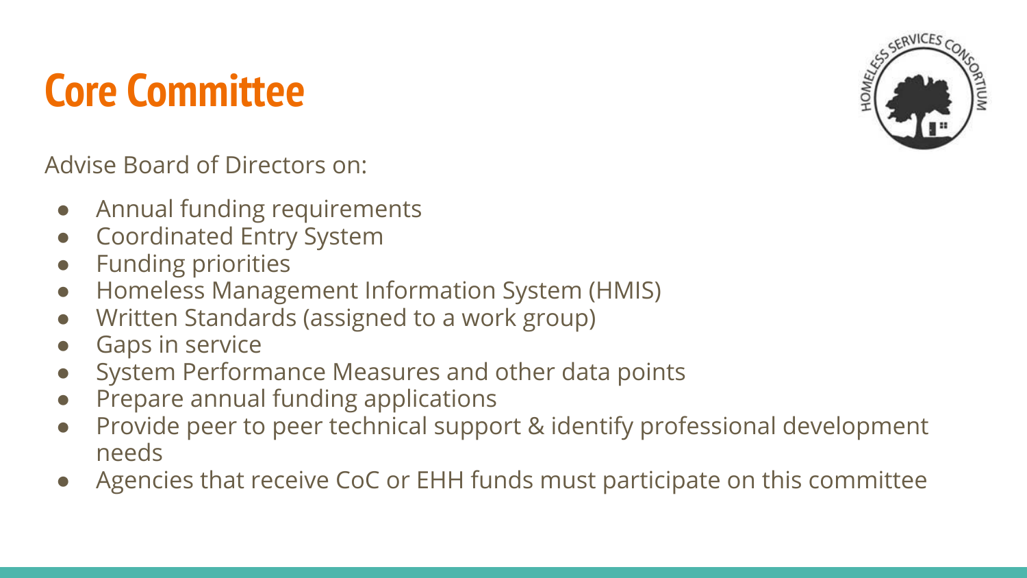# Core Committee

Advise Board of Directors on:

- Annual funding requirements
- Coordinated Entry System
- Funding priorities
- Homeless Management Information System (HMIS)
- Written Standards (assigned to a work group)
- Gaps in service
- System Performance Measures and other data points
- Prepare annual funding applications
- Provide peer to peer technical support & identify professional development needs
- Agencies that receive CoC or EHH funds must participate on this committee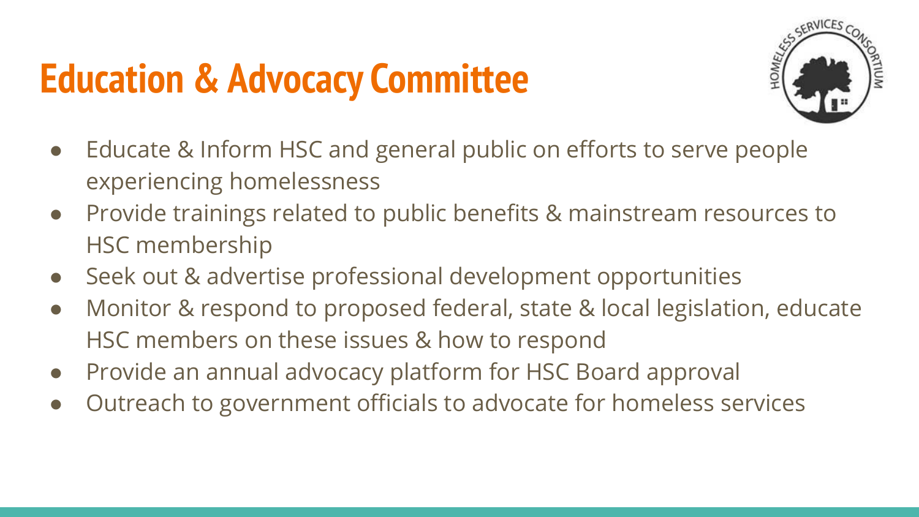# Education & Advocacy Committee

- Educate & Inform HSC and general public on efforts to serve people experiencing homelessness
- Provide trainings related to public benefits & mainstream resources to HSC membership
- Seek out & advertise professional development opportunities
- Monitor & respond to proposed federal, state & local legislation, educate HSC members on these issues & how to respond
- Provide an annual advocacy platform for HSC Board approval
- Outreach to government officials to advocate for homeless services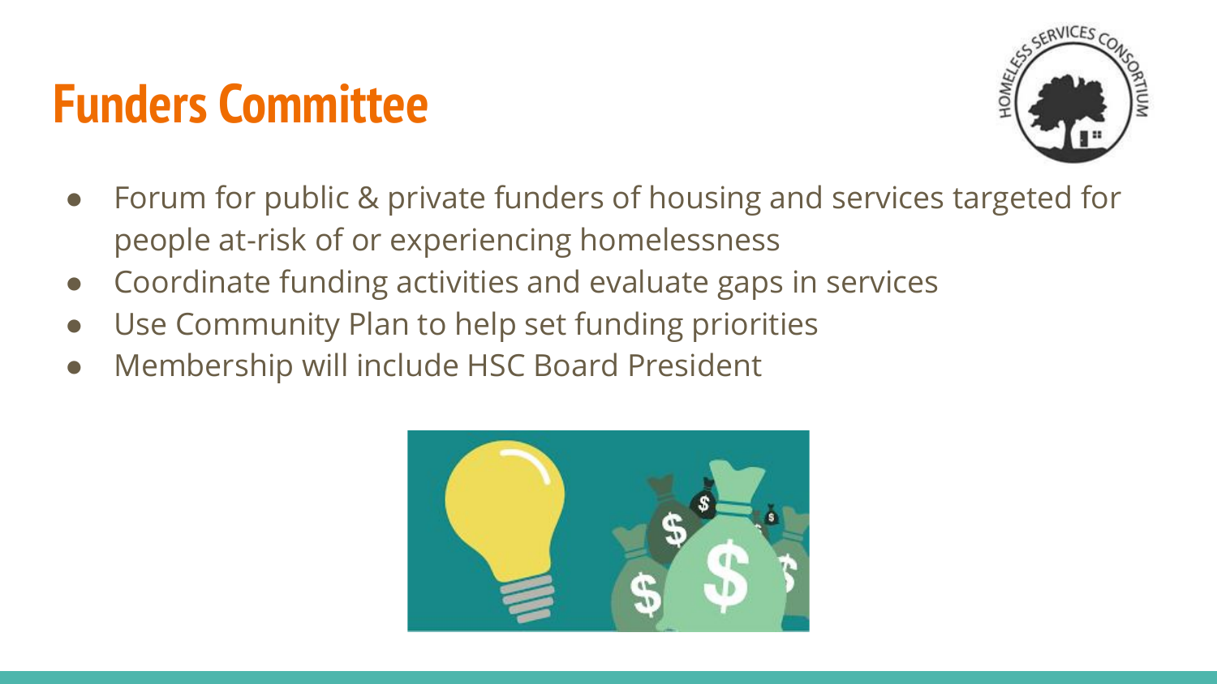# Funders Committee

- Forum for public & private funders of housing and services targeted for people at-risk of or experiencing homelessness
- Coordinate funding activities and evaluate gaps in services
- Use Community Plan to help set funding priorities
- Membership will include HSC Board President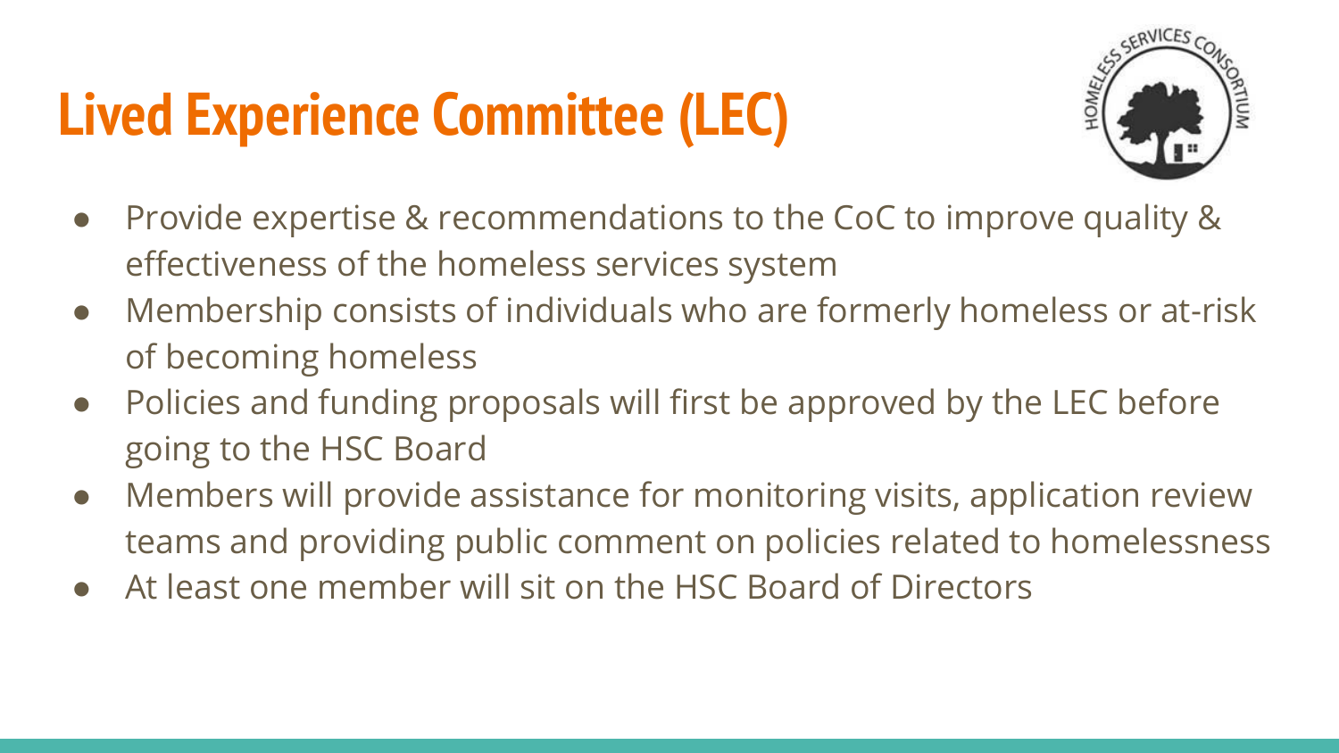# Lived Experience Committee (LEC)

- Provide expertise & recommendations to the CoC to improve quality & effectiveness of the homeless services system
- Membership consists of individuals who are formerly homeless or at-risk of becoming homeless
- Policies and funding proposals will first be approved by the LEC before going to the HSC Board
- Members will provide assistance for monitoring visits, application review teams and providing public comment on policies related to homelessness
- At least one member will sit on the HSC Board of Directors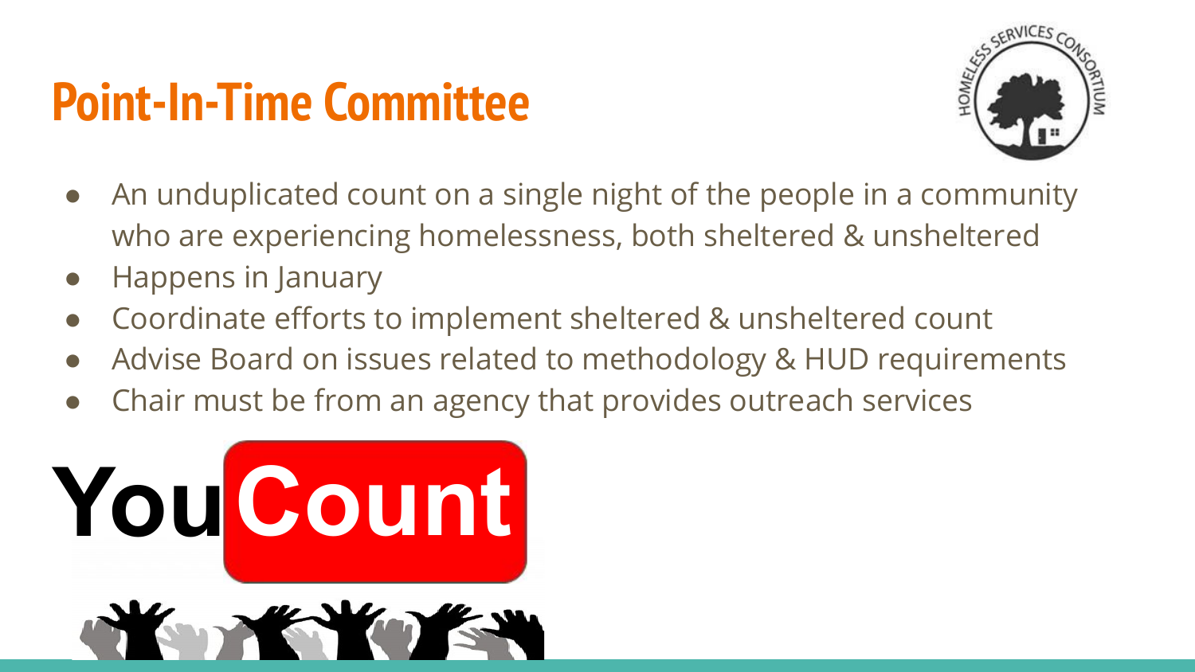# Point-In-Time Committee

- An unduplicated count on a single night of the people in a community who are experiencing homelessness, both sheltered & unsheltered
- Happens in January
- Coordinate efforts to implement sheltered & unsheltered count
- Advise Board on issues related to methodology & HUD requirements
- Chair must be from an agency that provides outreach services

You Count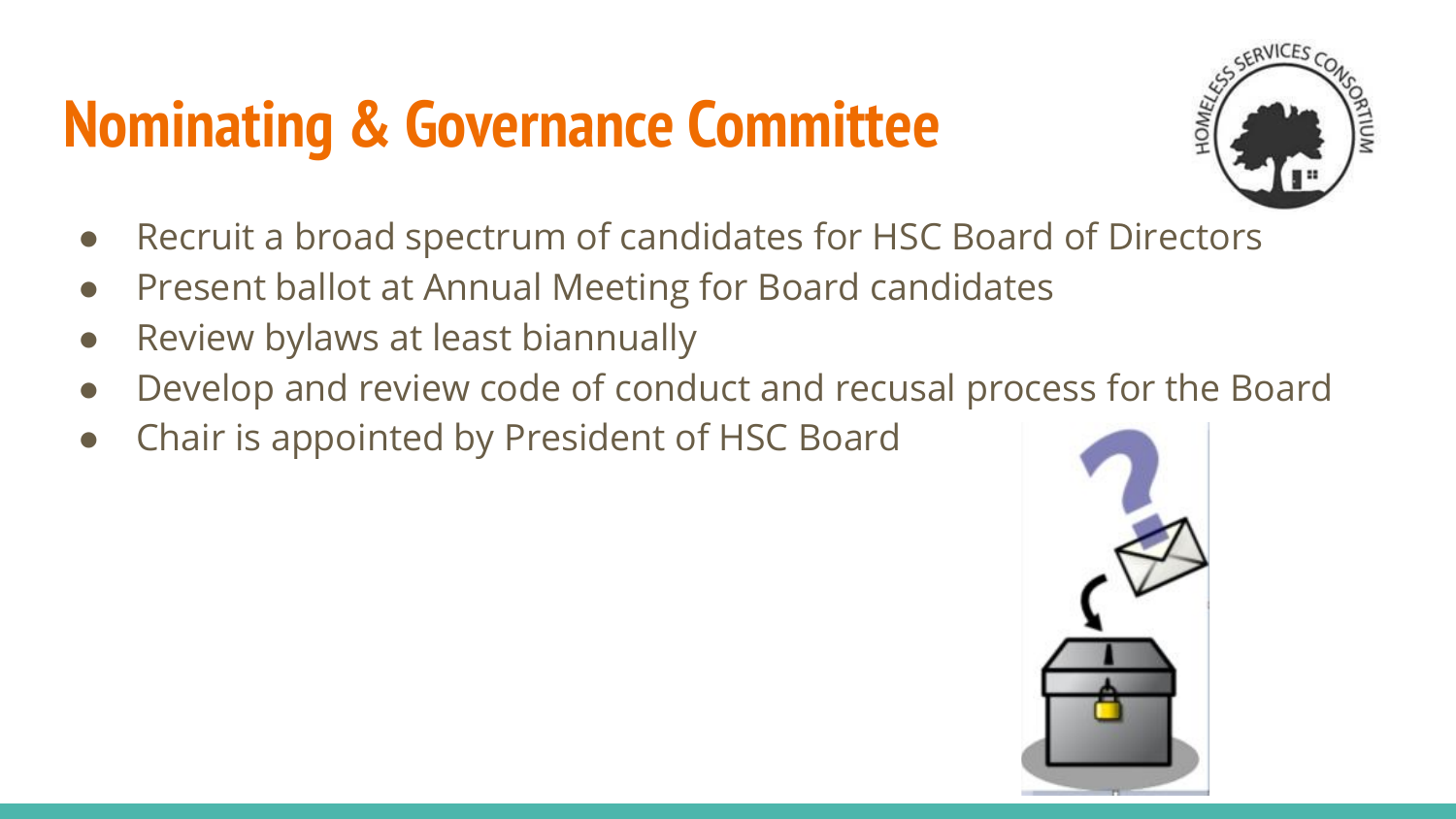# Nominating & Governance Committee

- Recruit a broad spectrum of candidates for HSC Board of Directors
- Present ballot at Annual Meeting for Board candidates
- Review bylaws at least biannually
- Develop and review code of conduct and recusal process for the Board
- Chair is appointed by President of HSC Board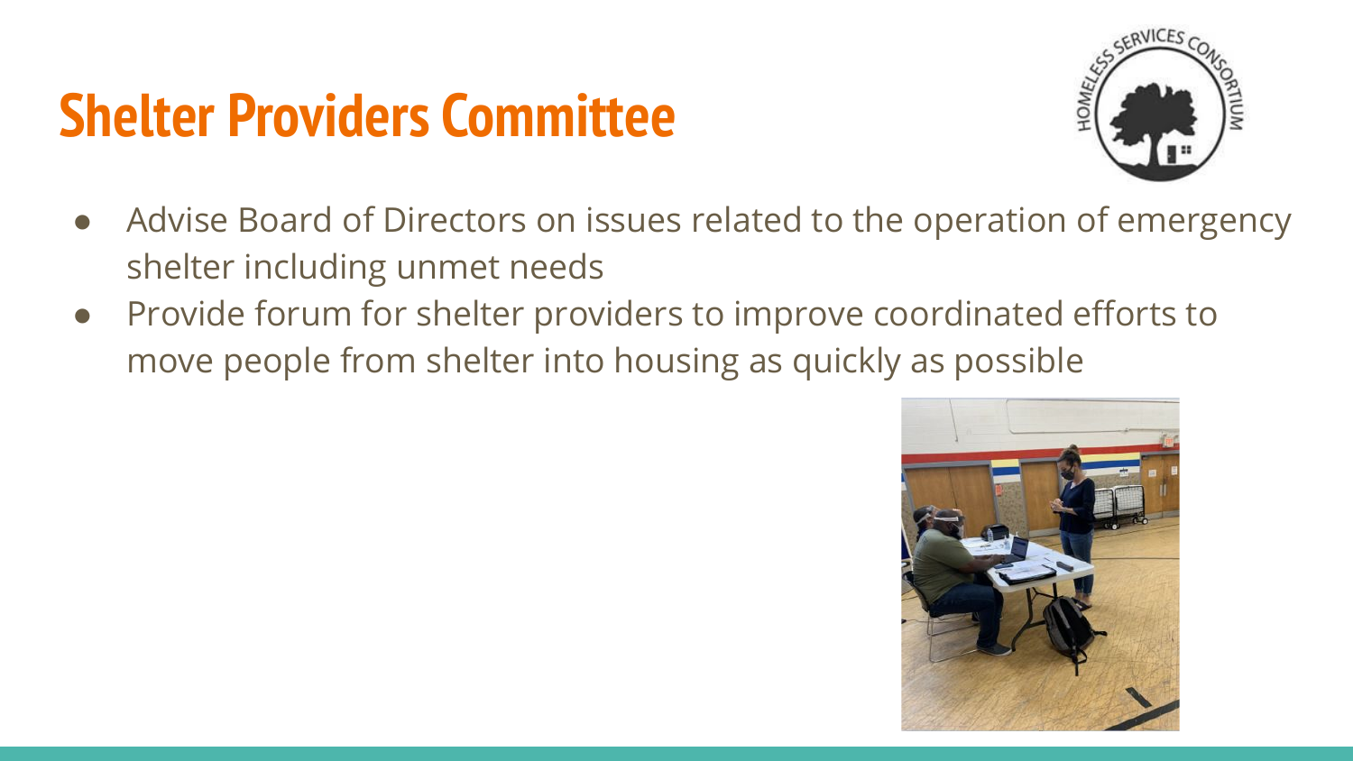# Shelter Providers Committee

- Advise Board of Directors on issues related to the operation of emergency shelter including unmet needs
- Provide forum for shelter providers to improve coordinated efforts to move people from shelter into housing as quickly as possible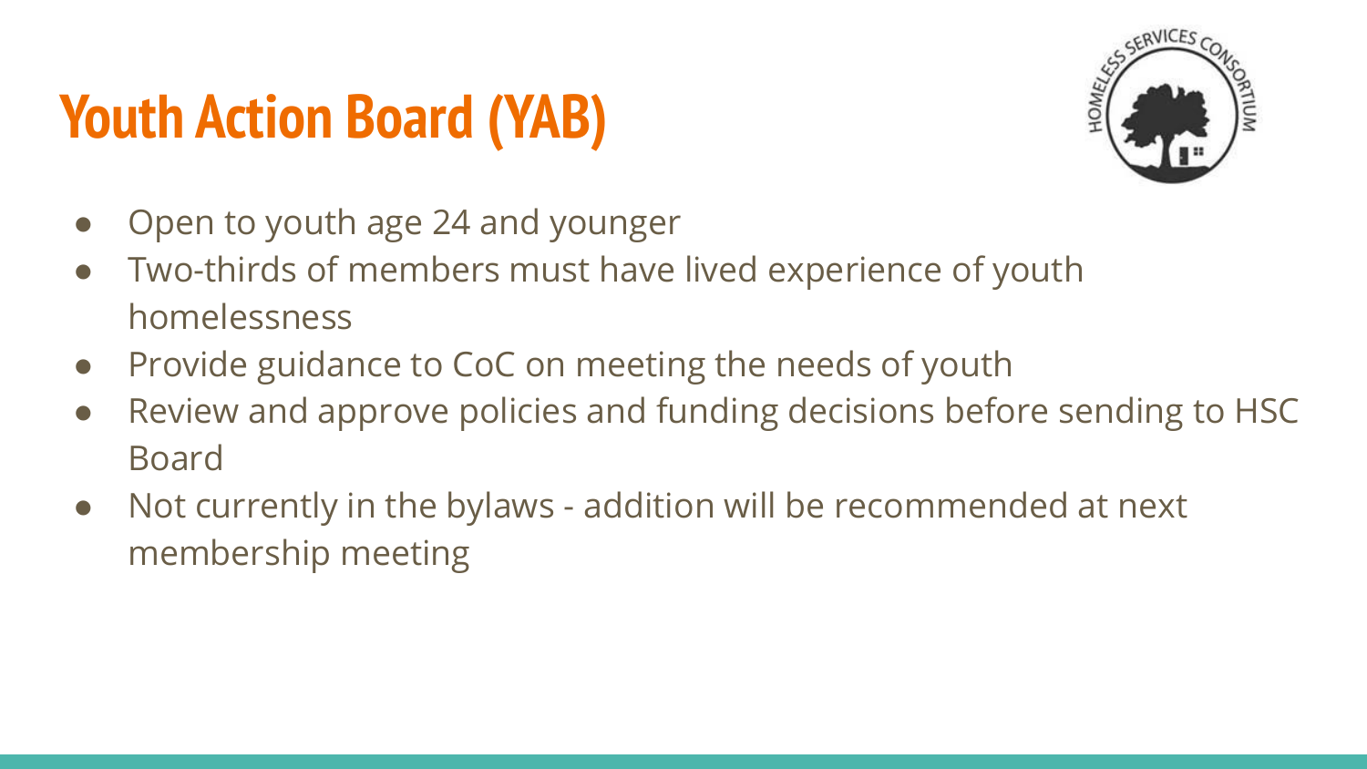# Youth Action Board (YAB)

- Open to youth age 24 and younger
- Two-thirds of members must have lived experience of youth homelessness
- Provide guidance to CoC on meeting the needs of youth
- Review and approve policies and funding decisions before sending to HSC Board
- Not currently in the bylaws - addition will be recommended at next membership meeting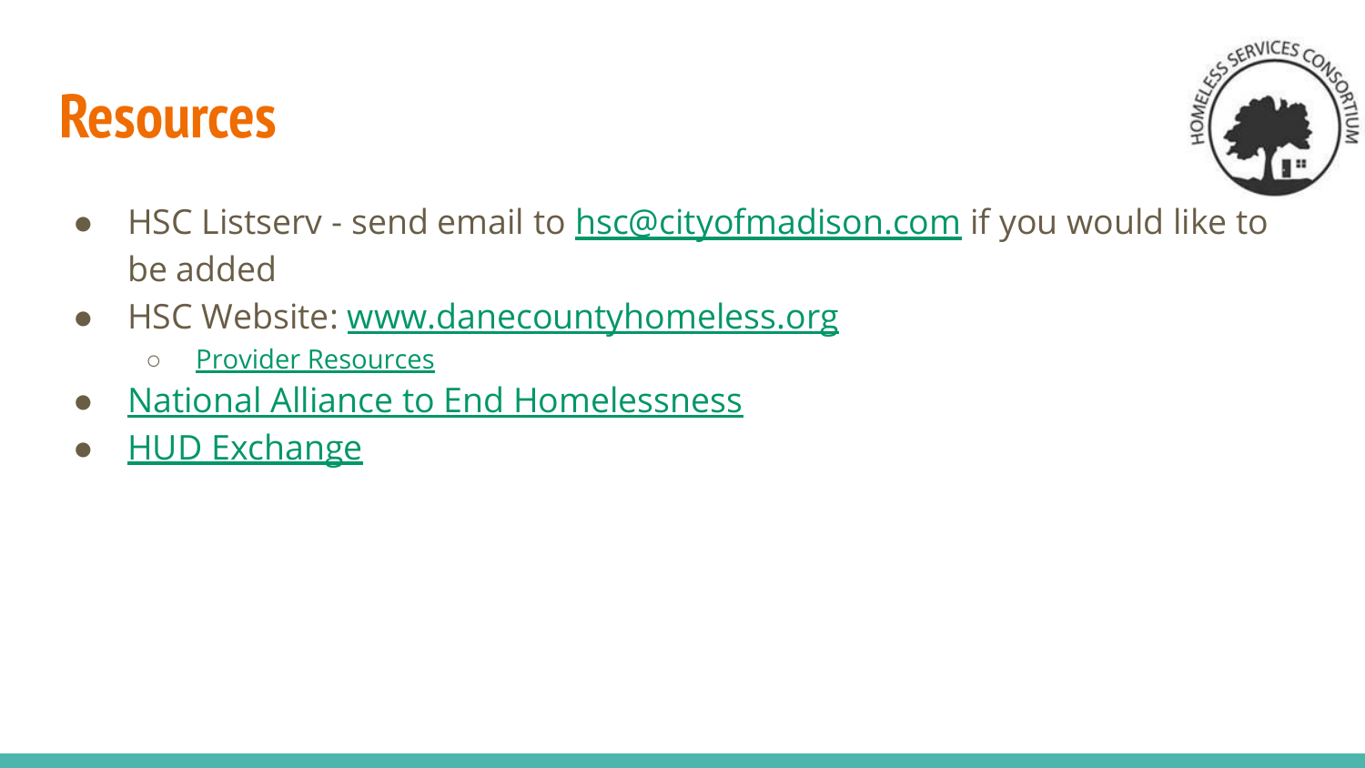# Resources

- HSC Listserv - send email to hsc@cityofmadison.com if you would like to be added
- HSC Website: www.danecountyhomeless.org
  - Provider Resources
- National Alliance to End Homelessness
- HUD Exchange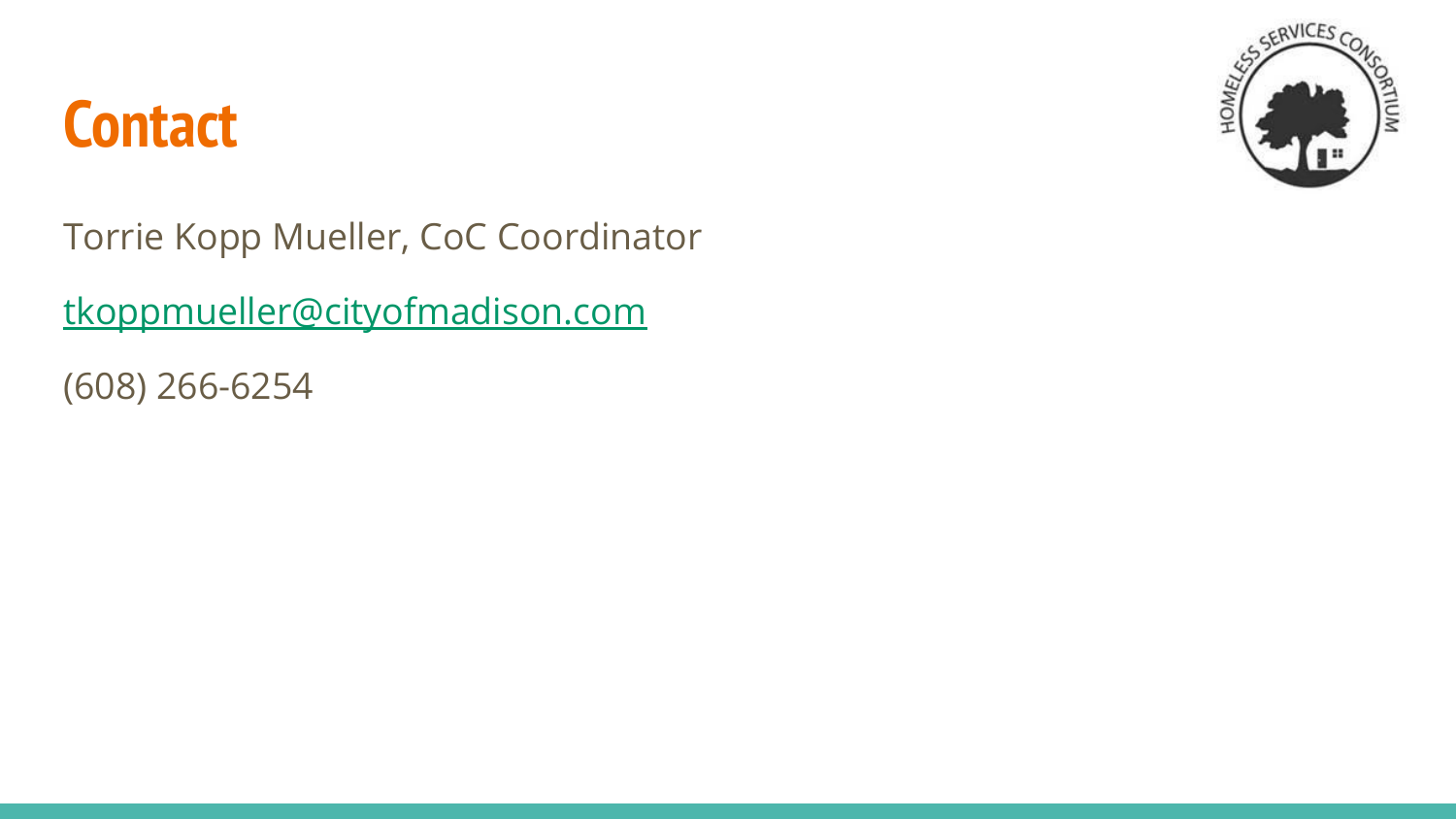# Contact

Torrie Kopp Mueller, CoC Coordinator

tkoppmueller@cityofmadison.com

(608) 266-6254